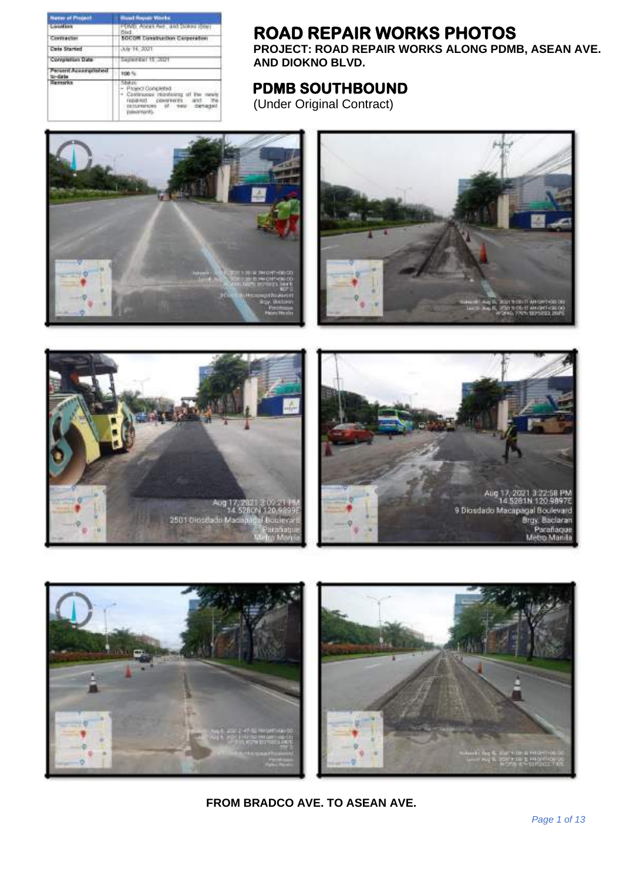| Name of Project | Road Repair Works |
|---|---|
| Location | PDMB, Asean Ave., and Diokno Blvd. |
| Contractor | SOCOR Construction Corporation |
| Date Started | July 14, 2021 |
| Completion Date | September 15, 2021 |
| Percent Accomplished to-date | 100 % |
| Remarks | Status:<br>- Project Completed<br>- Continuous monitoring of the newly repaired pavements and the occurrences of new damaged pavements. |

# ROAD REPAIR WORKS PHOTOS

**PROJECT: ROAD REPAIR WORKS ALONG PDMB, ASEAN AVE. AND DIOKNO BLVD.**

## PDMB SOUTHBOUND

(Under Original Contract)

**FROM BRADCO AVE. TO ASEAN AVE.**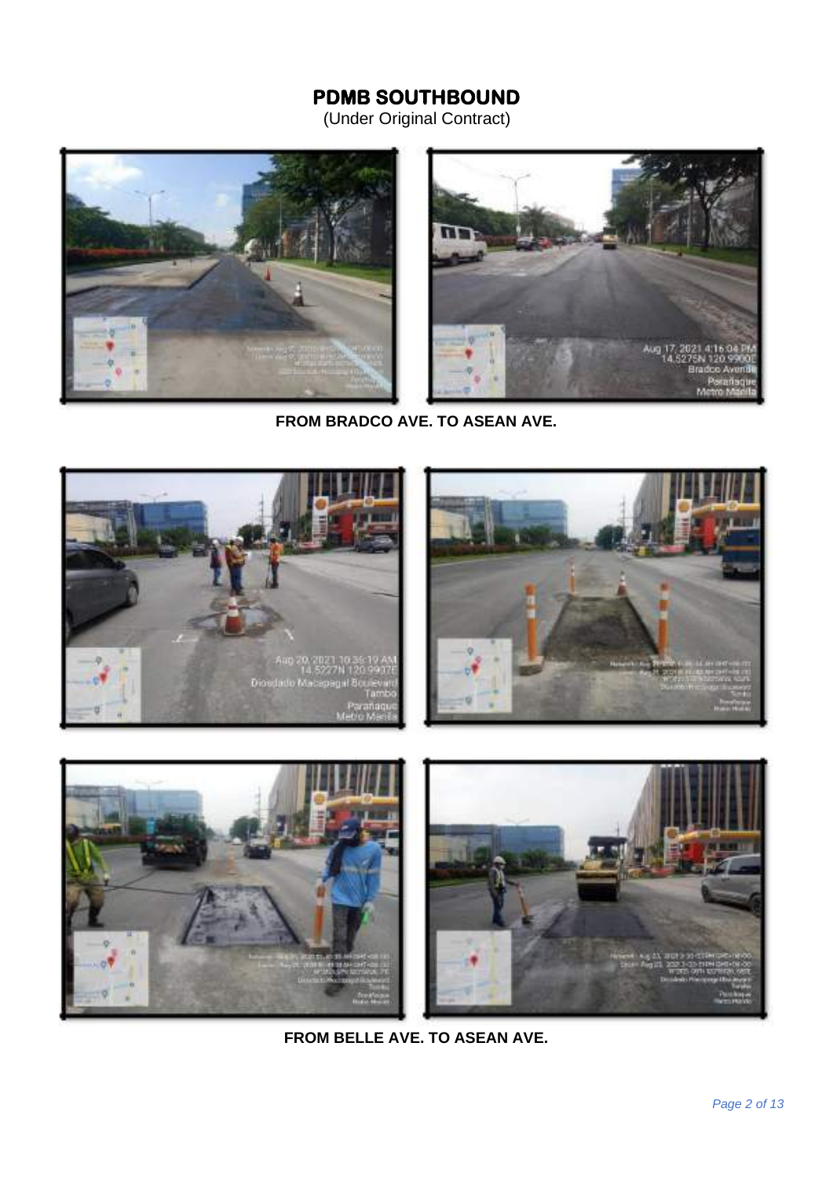# PDMB SOUTHBOUND

(Under Original Contract)

**FROM BRADCO AVE. TO ASEAN AVE.**

**FROM BELLE AVE. TO ASEAN AVE.**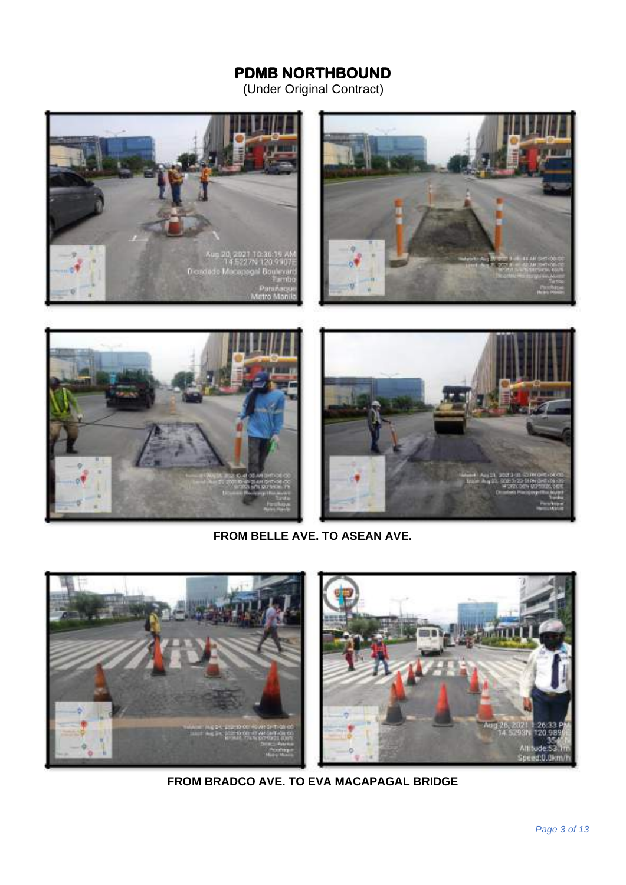# PDMB NORTHBOUND

(Under Original Contract)

**FROM BELLE AVE. TO ASEAN AVE.**

**FROM BRADCO AVE. TO EVA MACAPAGAL BRIDGE**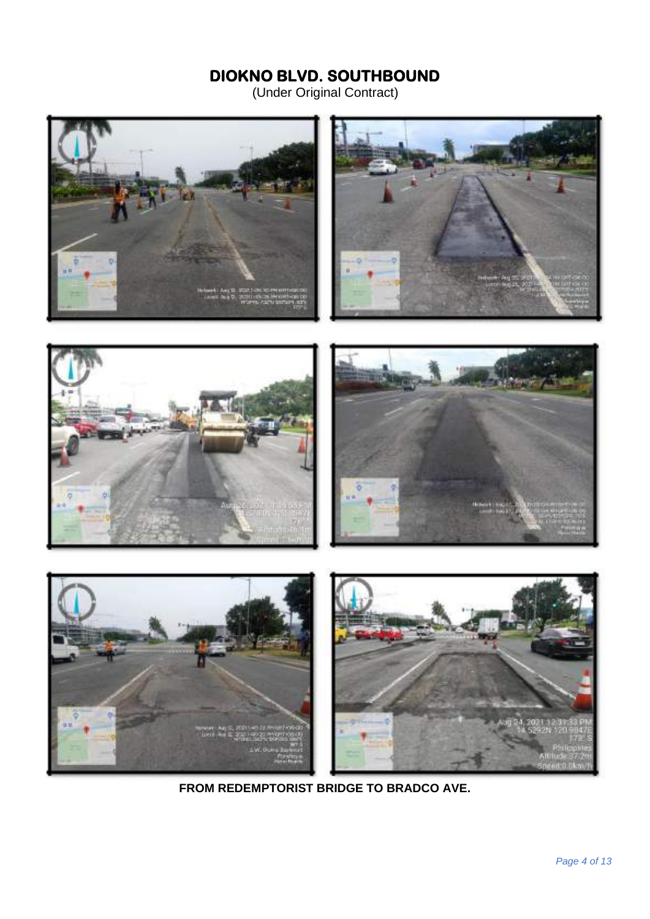# DIOKNO BLVD. SOUTHBOUND

(Under Original Contract)

**FROM REDEMPTORIST BRIDGE TO BRADCO AVE.**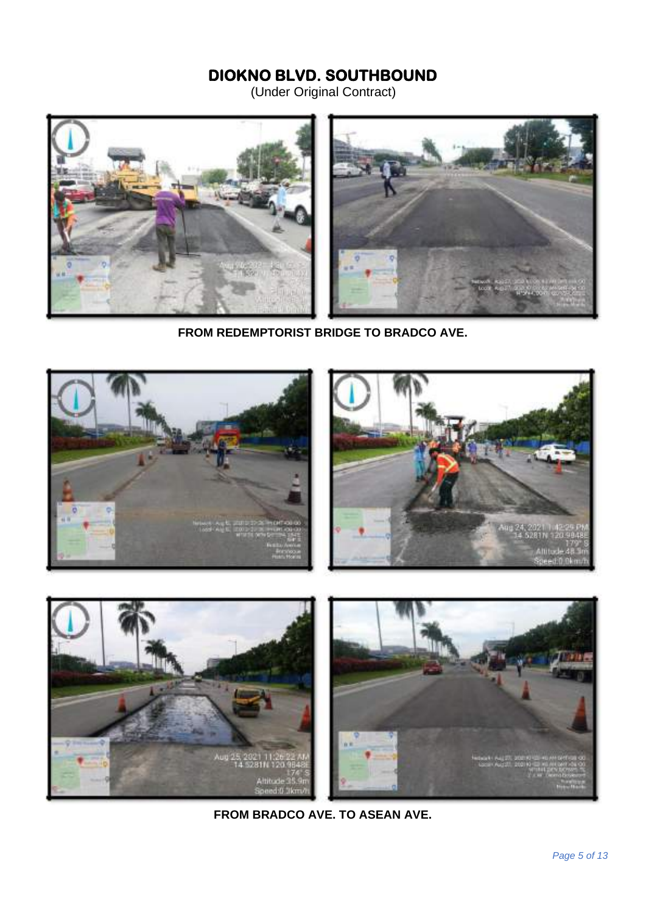# DIOKNO BLVD. SOUTHBOUND

(Under Original Contract)

**FROM REDEMPTORIST BRIDGE TO BRADCO AVE.**

**FROM BRADCO AVE. TO ASEAN AVE.**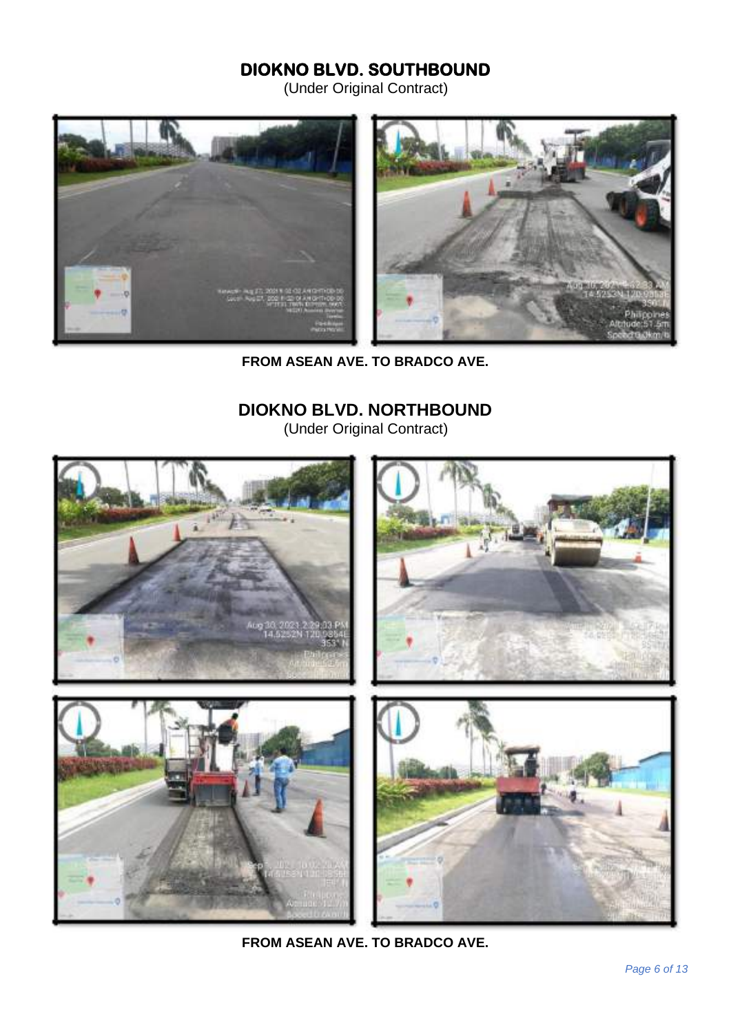## DIOKNO BLVD. SOUTHBOUND

(Under Original Contract)

**FROM ASEAN AVE. TO BRADCO AVE.**

## DIOKNO BLVD. NORTHBOUND

(Under Original Contract)

**FROM ASEAN AVE. TO BRADCO AVE.**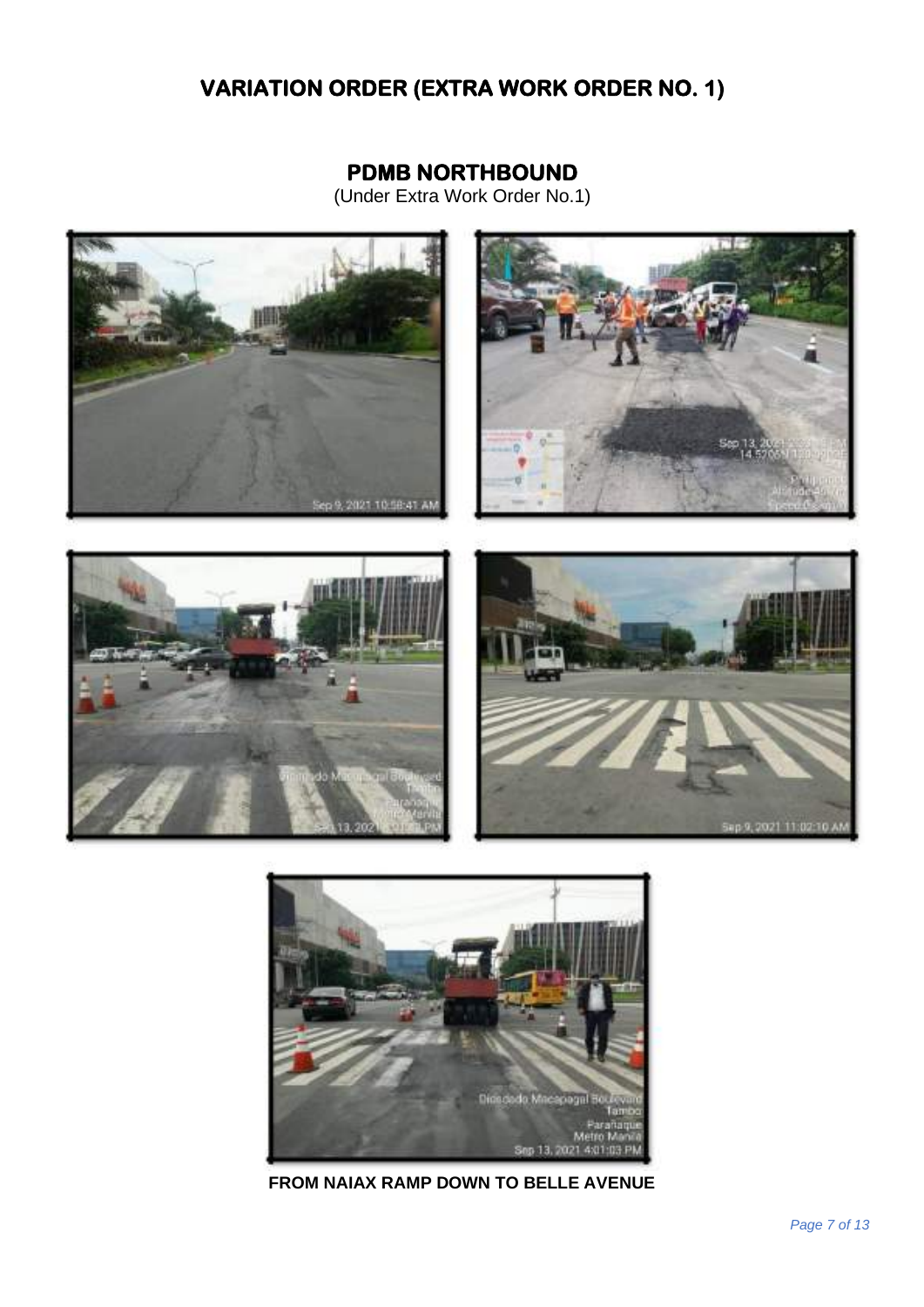# VARIATION ORDER (EXTRA WORK ORDER NO. 1)

## PDMB NORTHBOUND

(Under Extra Work Order No.1)

**FROM NAIAX RAMP DOWN TO BELLE AVENUE**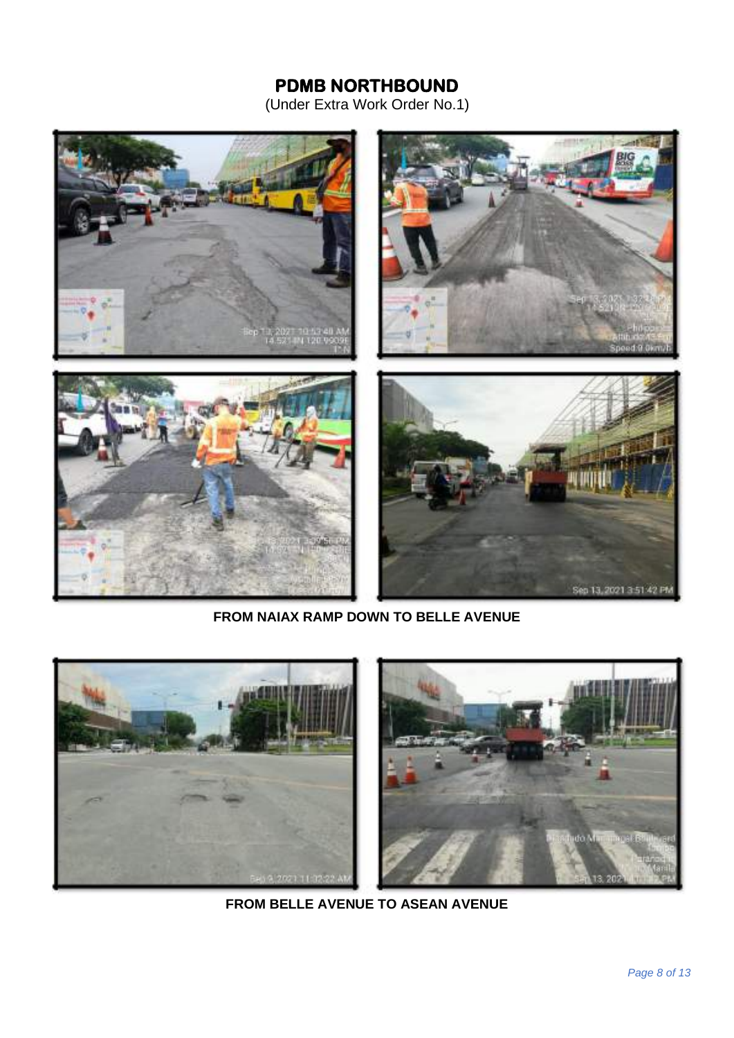# PDMB NORTHBOUND

(Under Extra Work Order No.1)

**FROM NAIAX RAMP DOWN TO BELLE AVENUE**

**FROM BELLE AVENUE TO ASEAN AVENUE**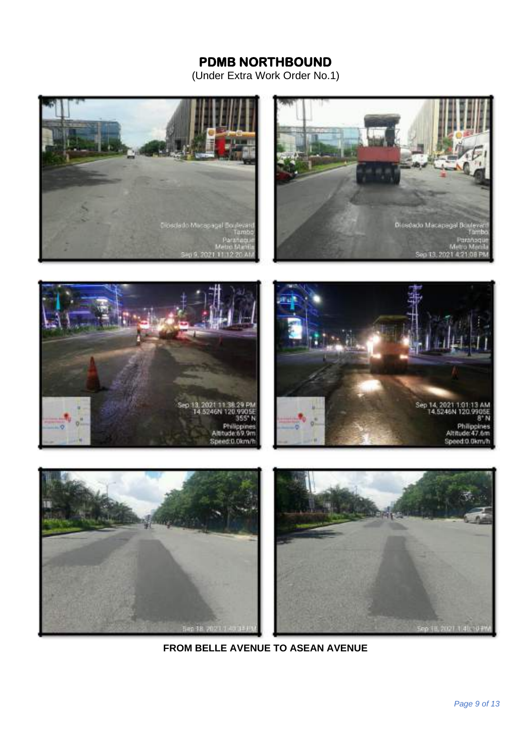# PDMB NORTHBOUND

(Under Extra Work Order No.1)

**FROM BELLE AVENUE TO ASEAN AVENUE**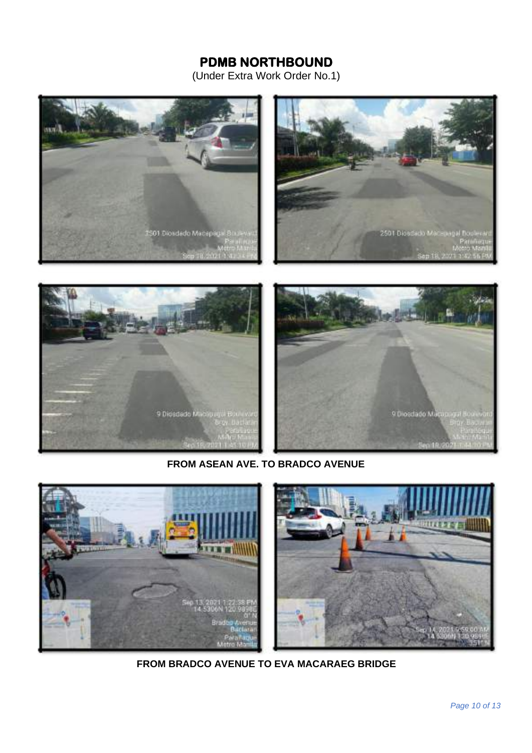# PDMB NORTHBOUND

(Under Extra Work Order No.1)

**FROM ASEAN AVE. TO BRADCO AVENUE**

**FROM BRADCO AVENUE TO EVA MACARAEG BRIDGE**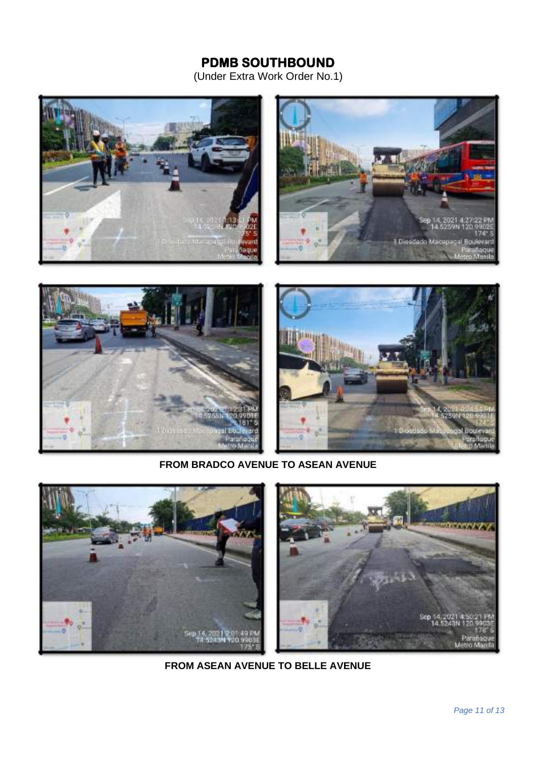# PDMB SOUTHBOUND

(Under Extra Work Order No.1)

**FROM BRADCO AVENUE TO ASEAN AVENUE**

**FROM ASEAN AVENUE TO BELLE AVENUE**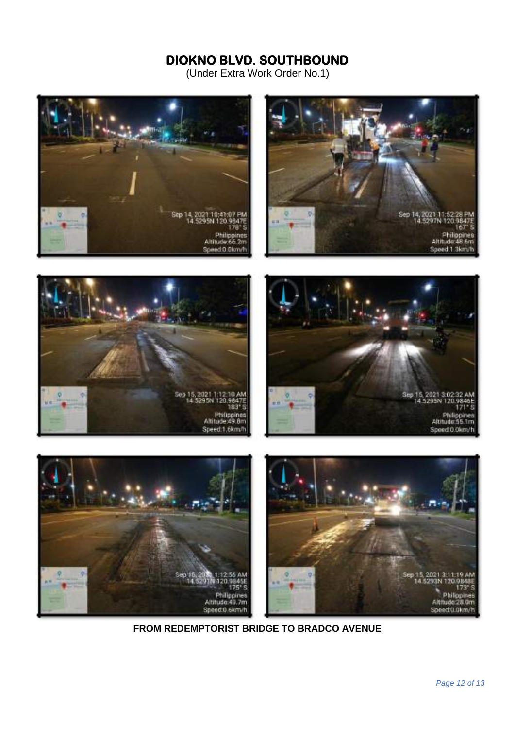# DIOKNO BLVD. SOUTHBOUND

(Under Extra Work Order No.1)

**FROM REDEMPTORIST BRIDGE TO BRADCO AVENUE**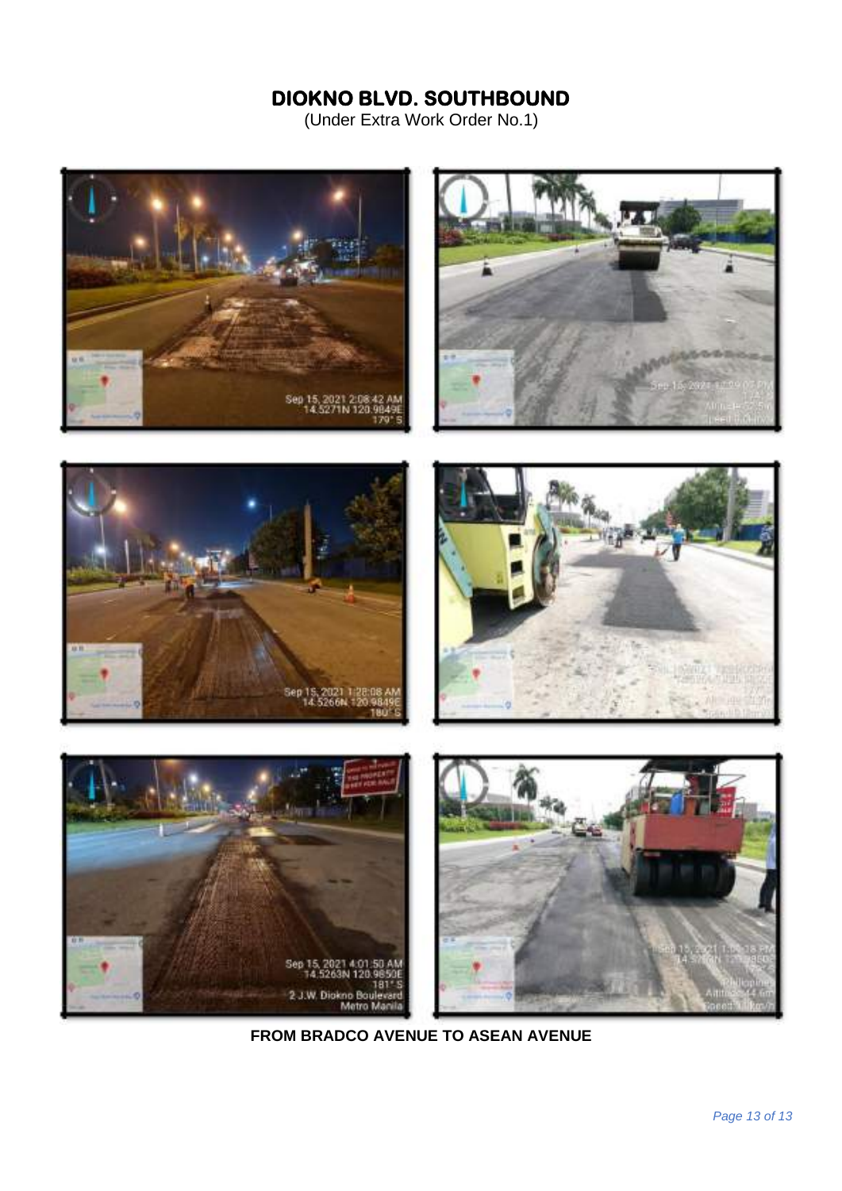# DIOKNO BLVD. SOUTHBOUND

(Under Extra Work Order No.1)

**FROM BRADCO AVENUE TO ASEAN AVENUE**